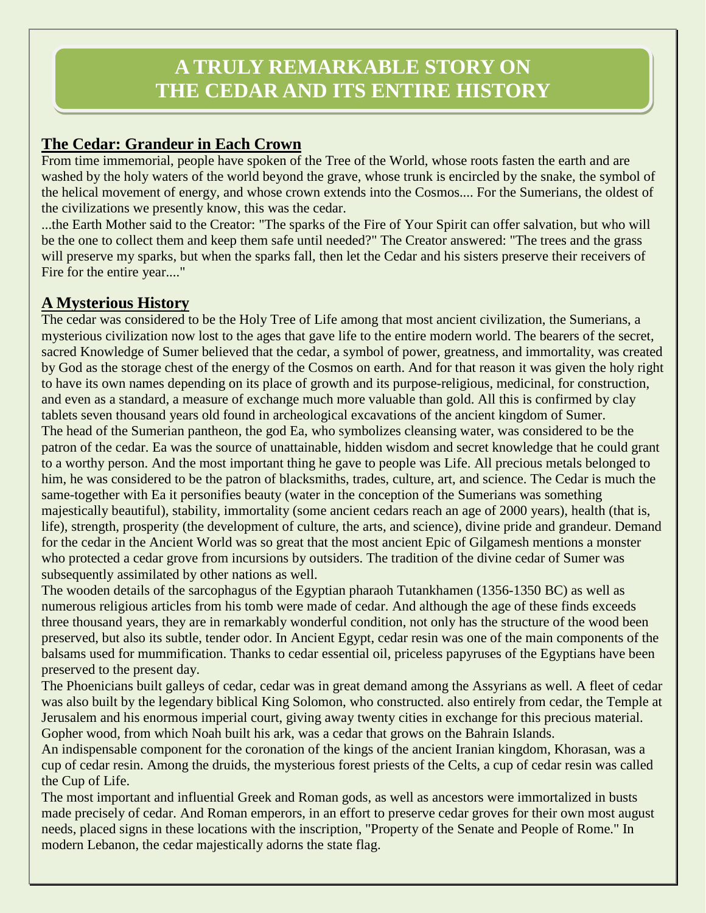# A TRULY REMARKABLE STORY ON THE CEDAR AND ITS ENTIRE HISTORY

## The Cedar: Grandeur in Each Crown

From time immemorial, people have spoken of the Tree of the World, whose roots fasten the earth and are washed by the holy waters of the world beyond the grave, whose trunk is encircled by the snake, the symbol of the helical movement of energy, and whose crown extends into the Cosmos.... For the Sumerians, the oldest of the civilizations we presently know, this was the cedar.

...the Earth Mother said to the Creator: "The sparks of the Fire of Your Spirit can offer salvation, but who will be the one to collect them and keep them safe until needed?" The Creator answered: "The trees and the grass will preserve my sparks, but when the sparks fall, then let the Cedar and his sisters preserve their receivers of Fire for the entire year...."

## A Mysterious History

The cedar was considered to be the Holy Tree of Life among that most ancient civilization, the Sumerians, a mysterious civilization now lost to the ages that gave life to the entire modern world. The bearers of the secret, sacred Knowledge of Sumer believed that the cedar, a symbol of power, greatness, and immortality, was created by God as the storage chest of the energy of the Cosmos on earth. And for that reason it was given the holy right to have its own names depending on its place of growth and its purpose-religious, medicinal, for construction, and even as a standard, a measure of exchange much more valuable than gold. All this is confirmed by clay tablets seven thousand years old found in archeological excavations of the ancient kingdom of Sumer.

The head of the Sumerian pantheon, the god Ea, who symbolizes cleansing water, was considered to be the patron of the cedar. Ea was the source of unattainable, hidden wisdom and secret knowledge that he could grant to a worthy person. And the most important thing he gave to people was Life. All precious metals belonged to him, he was considered to be the patron of blacksmiths, trades, culture, art, and science. The Cedar is much the same-together with Ea it personifies beauty (water in the conception of the Sumerians was something majestically beautiful), stability, immortality (some ancient cedars reach an age of 2000 years), health (that is, life), strength, prosperity (the development of culture, the arts, and science), divine pride and grandeur. Demand for the cedar in the Ancient World was so great that the most ancient Epic of Gilgamesh mentions a monster who protected a cedar grove from incursions by outsiders. The tradition of the divine cedar of Sumer was subsequently assimilated by other nations as well.

The wooden details of the sarcophagus of the Egyptian pharaoh Tutankhamen (1356-1350 BC) as well as numerous religious articles from his tomb were made of cedar. And although the age of these finds exceeds three thousand years, they are in remarkably wonderful condition, not only has the structure of the wood been preserved, but also its subtle, tender odor. In Ancient Egypt, cedar resin was one of the main components of the balsams used for mummification. Thanks to cedar essential oil, priceless papyruses of the Egyptians have been preserved to the present day.

The Phoenicians built galleys of cedar, cedar was in great demand among the Assyrians as well. A fleet of cedar was also built by the legendary biblical King Solomon, who constructed. also entirely from cedar, the Temple at Jerusalem and his enormous imperial court, giving away twenty cities in exchange for this precious material. Gopher wood, from which Noah built his ark, was a cedar that grows on the Bahrain Islands.

An indispensable component for the coronation of the kings of the ancient Iranian kingdom, Khorasan, was a cup of cedar resin. Among the druids, the mysterious forest priests of the Celts, a cup of cedar resin was called the Cup of Life.

The most important and influential Greek and Roman gods, as well as ancestors were immortalized in busts made precisely of cedar. And Roman emperors, in an effort to preserve cedar groves for their own most august needs, placed signs in these locations with the inscription, "Property of the Senate and People of Rome." In modern Lebanon, the cedar majestically adorns the state flag.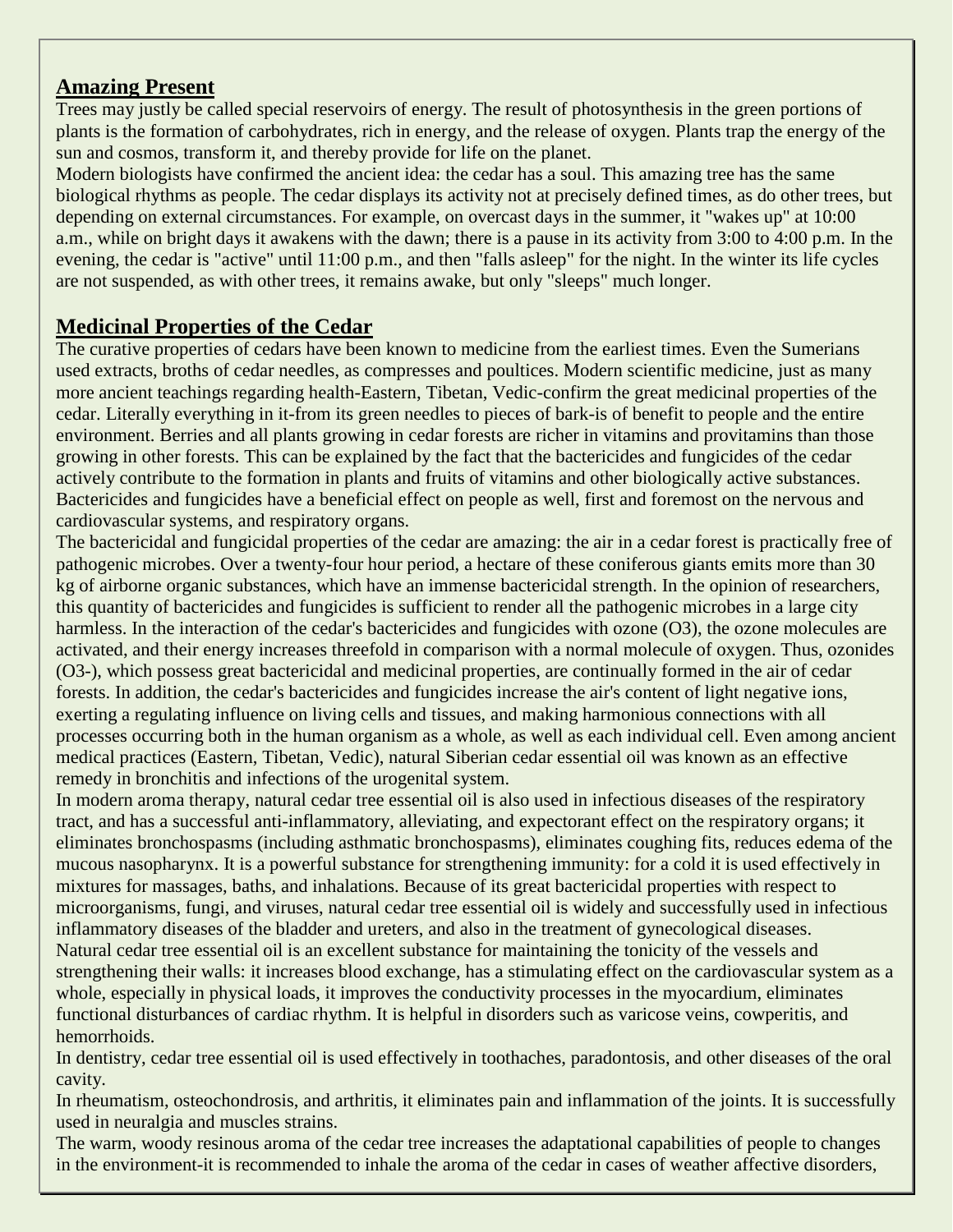## Amazing Present

Trees may justly be called special reservoirs of energy. The result of photosynthesis in the green portions of plants is the formation of carbohydrates, rich in energy, and the release of oxygen. Plants trap the energy of the sun and cosmos, transform it, and thereby provide for life on the planet.

Modern biologists have confirmed the ancient idea: the cedar has a soul. This amazing tree has the same biological rhythms as people. The cedar displays its activity not at precisely defined times, as do other trees, but depending on external circumstances. For example, on overcast days in the summer, it "wakes up" at 10:00 a.m., while on bright days it awakens with the dawn; there is a pause in its activity from 3:00 to 4:00 p.m. In the evening, the cedar is "active" until 11:00 p.m., and then "falls asleep" for the night. In the winter its life cycles are not suspended, as with other trees, it remains awake, but only "sleeps" much longer.

## Medicinal Properties of the Cedar

The curative properties of cedars have been known to medicine from the earliest times. Even the Sumerians used extracts, broths of cedar needles, as compresses and poultices. Modern scientific medicine, just as many more ancient teachings regarding health-Eastern, Tibetan, Vedic-confirm the great medicinal properties of the cedar. Literally everything in it-from its green needles to pieces of bark-is of benefit to people and the entire environment. Berries and all plants growing in cedar forests are richer in vitamins and provitamins than those growing in other forests. This can be explained by the fact that the bactericides and fungicides of the cedar actively contribute to the formation in plants and fruits of vitamins and other biologically active substances. Bactericides and fungicides have a beneficial effect on people as well, first and foremost on the nervous and cardiovascular systems, and respiratory organs.

The bactericidal and fungicidal properties of the cedar are amazing: the air in a cedar forest is practically free of pathogenic microbes. Over a twenty-four hour period, a hectare of these coniferous giants emits more than 30 kg of airborne organic substances, which have an immense bactericidal strength. In the opinion of researchers, this quantity of bactericides and fungicides is sufficient to render all the pathogenic microbes in a large city harmless. In the interaction of the cedar's bactericides and fungicides with ozone ($O_3$), the ozone molecules are activated, and their energy increases threefold in comparison with a normal molecule of oxygen. Thus, ozonides ($O_3^-$), which possess great bactericidal and medicinal properties, are continually formed in the air of cedar forests. In addition, the cedar's bactericides and fungicides increase the air's content of light negative ions, exerting a regulating influence on living cells and tissues, and making harmonious connections with all processes occurring both in the human organism as a whole, as well as each individual cell. Even among ancient medical practices (Eastern, Tibetan, Vedic), natural Siberian cedar essential oil was known as an effective remedy in bronchitis and infections of the urogenital system.

In modern aroma therapy, natural cedar tree essential oil is also used in infectious diseases of the respiratory tract, and has a successful anti-inflammatory, alleviating, and expectorant effect on the respiratory organs; it eliminates bronchospasms (including asthmatic bronchospasms), eliminates coughing fits, reduces edema of the mucous nasopharynx. It is a powerful substance for strengthening immunity: for a cold it is used effectively in mixtures for massages, baths, and inhalations. Because of its great bactericidal properties with respect to microorganisms, fungi, and viruses, natural cedar tree essential oil is widely and successfully used in infectious inflammatory diseases of the bladder and ureters, and also in the treatment of gynecological diseases.

Natural cedar tree essential oil is an excellent substance for maintaining the tonicity of the vessels and strengthening their walls: it increases blood exchange, has a stimulating effect on the cardiovascular system as a whole, especially in physical loads, it improves the conductivity processes in the myocardium, eliminates functional disturbances of cardiac rhythm. It is helpful in disorders such as varicose veins, cowperitis, and hemorrhoids.

In dentistry, cedar tree essential oil is used effectively in toothaches, paradontosis, and other diseases of the oral cavity.

In rheumatism, osteochondrosis, and arthritis, it eliminates pain and inflammation of the joints. It is successfully used in neuralgia and muscles strains.

The warm, woody resinous aroma of the cedar tree increases the adaptational capabilities of people to changes in the environment-it is recommended to inhale the aroma of the cedar in cases of weather affective disorders,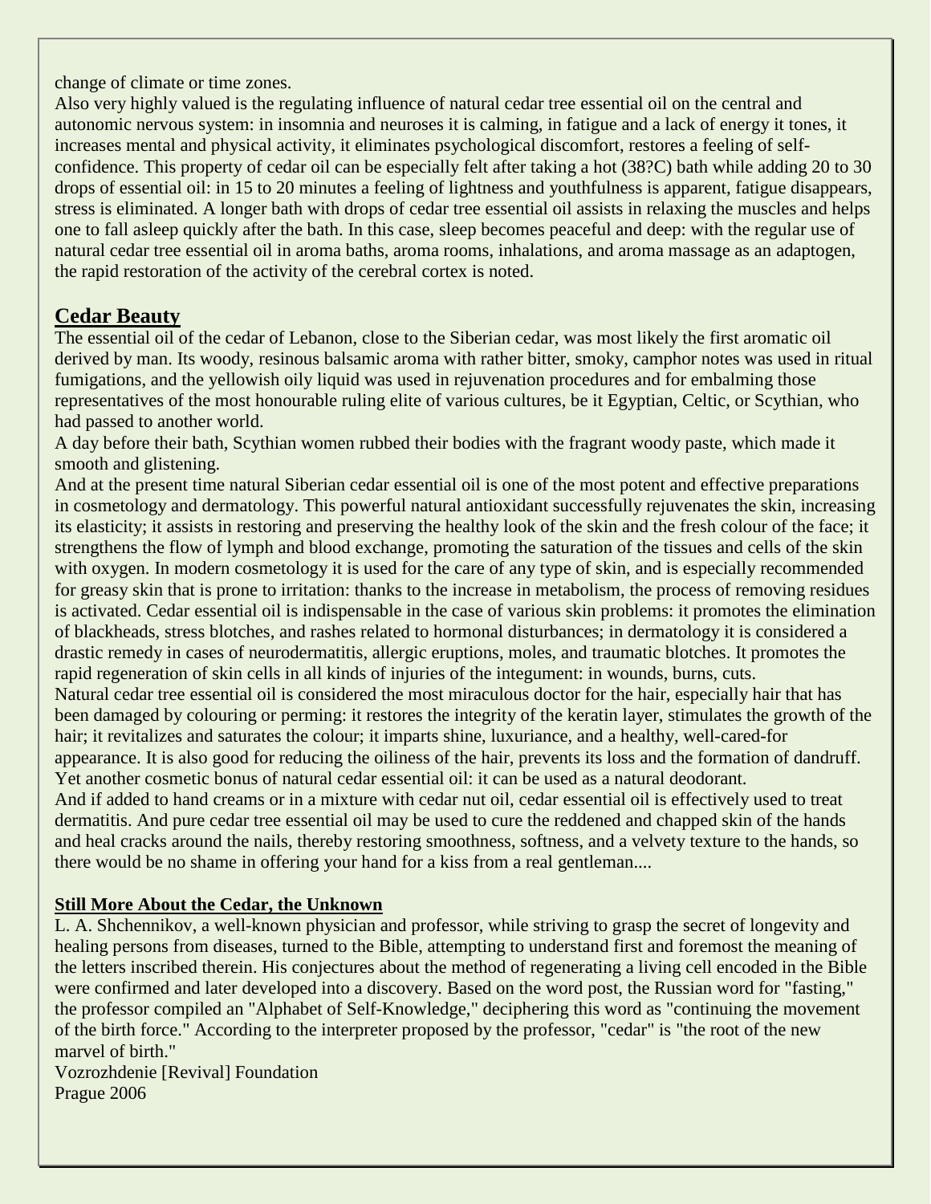change of climate or time zones.

Also very highly valued is the regulating influence of natural cedar tree essential oil on the central and autonomic nervous system: in insomnia and neuroses it is calming, in fatigue and a lack of energy it tones, it increases mental and physical activity, it eliminates psychological discomfort, restores a feeling of self-confidence. This property of cedar oil can be especially felt after taking a hot (38?C) bath while adding 20 to 30 drops of essential oil: in 15 to 20 minutes a feeling of lightness and youthfulness is apparent, fatigue disappears, stress is eliminated. A longer bath with drops of cedar tree essential oil assists in relaxing the muscles and helps one to fall asleep quickly after the bath. In this case, sleep becomes peaceful and deep: with the regular use of natural cedar tree essential oil in aroma baths, aroma rooms, inhalations, and aroma massage as an adaptogen, the rapid restoration of the activity of the cerebral cortex is noted.

## Cedar Beauty

The essential oil of the cedar of Lebanon, close to the Siberian cedar, was most likely the first aromatic oil derived by man. Its woody, resinous balsamic aroma with rather bitter, smoky, camphor notes was used in ritual fumigations, and the yellowish oily liquid was used in rejuvenation procedures and for embalming those representatives of the most honourable ruling elite of various cultures, be it Egyptian, Celtic, or Scythian, who had passed to another world.

A day before their bath, Scythian women rubbed their bodies with the fragrant woody paste, which made it smooth and glistening.

And at the present time natural Siberian cedar essential oil is one of the most potent and effective preparations in cosmetology and dermatology. This powerful natural antioxidant successfully rejuvenates the skin, increasing its elasticity; it assists in restoring and preserving the healthy look of the skin and the fresh colour of the face; it strengthens the flow of lymph and blood exchange, promoting the saturation of the tissues and cells of the skin with oxygen. In modern cosmetology it is used for the care of any type of skin, and is especially recommended for greasy skin that is prone to irritation: thanks to the increase in metabolism, the process of removing residues is activated. Cedar essential oil is indispensable in the case of various skin problems: it promotes the elimination of blackheads, stress blotches, and rashes related to hormonal disturbances; in dermatology it is considered a drastic remedy in cases of neurodermatitis, allergic eruptions, moles, and traumatic blotches. It promotes the rapid regeneration of skin cells in all kinds of injuries of the integument: in wounds, burns, cuts.

Natural cedar tree essential oil is considered the most miraculous doctor for the hair, especially hair that has been damaged by colouring or perming: it restores the integrity of the keratin layer, stimulates the growth of the hair; it revitalizes and saturates the colour; it imparts shine, luxuriance, and a healthy, well-cared-for appearance. It is also good for reducing the oiliness of the hair, prevents its loss and the formation of dandruff.

Yet another cosmetic bonus of natural cedar essential oil: it can be used as a natural deodorant.

And if added to hand creams or in a mixture with cedar nut oil, cedar essential oil is effectively used to treat dermatitis. And pure cedar tree essential oil may be used to cure the reddened and chapped skin of the hands and heal cracks around the nails, thereby restoring smoothness, softness, and a velvety texture to the hands, so there would be no shame in offering your hand for a kiss from a real gentleman....

### Still More About the Cedar, the Unknown

L. A. Shchennikov, a well-known physician and professor, while striving to grasp the secret of longevity and healing persons from diseases, turned to the Bible, attempting to understand first and foremost the meaning of the letters inscribed therein. His conjectures about the method of regenerating a living cell encoded in the Bible were confirmed and later developed into a discovery. Based on the word post, the Russian word for "fasting," the professor compiled an "Alphabet of Self-Knowledge," deciphering this word as "continuing the movement of the birth force." According to the interpreter proposed by the professor, "cedar" is "the root of the new marvel of birth."

Vozrozhdenie [Revival] Foundation
Prague 2006